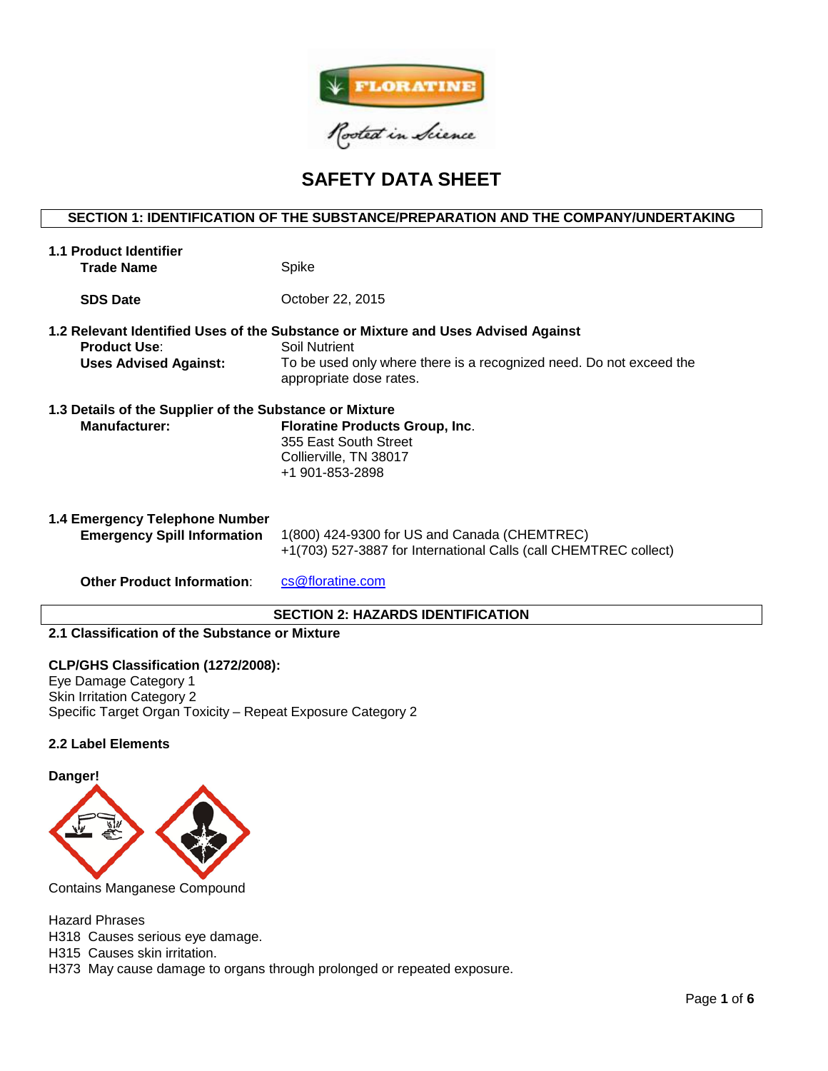FLORATINE

Rooted in Science

# SAFETY DATA SHEET

## SECTION 1: IDENTIFICATION OF THE SUBSTANCE/PREPARATION AND THE COMPANY/UNDERTAKING

### 1.1 Product Identifier

**Trade Name** Spike

**SDS Date** October 22, 2015

### 1.2 Relevant Identified Uses of the Substance or Mixture and Uses Advised Against

**Product Use**: Soil Nutrient

**Uses Advised Against:** To be used only where there is a recognized need. Do not exceed the appropriate dose rates.

### 1.3 Details of the Supplier of the Substance or Mixture

**Manufacturer:** **Floratine Products Group, Inc**.
355 East South Street
Collierville, TN 38017
+1 901-853-2898

### 1.4 Emergency Telephone Number

**Emergency Spill Information** 1(800) 424-9300 for US and Canada (CHEMTREC)
+1(703) 527-3887 for International Calls (call CHEMTREC collect)

**Other Product Information**: cs@floratine.com

## SECTION 2: HAZARDS IDENTIFICATION

### 2.1 Classification of the Substance or Mixture

**CLP/GHS Classification (1272/2008):**
Eye Damage Category 1
Skin Irritation Category 2
Specific Target Organ Toxicity – Repeat Exposure Category 2

### 2.2 Label Elements

**Danger!**

Contains Manganese Compound

Hazard Phrases
H318 Causes serious eye damage.
H315 Causes skin irritation.
H373 May cause damage to organs through prolonged or repeated exposure.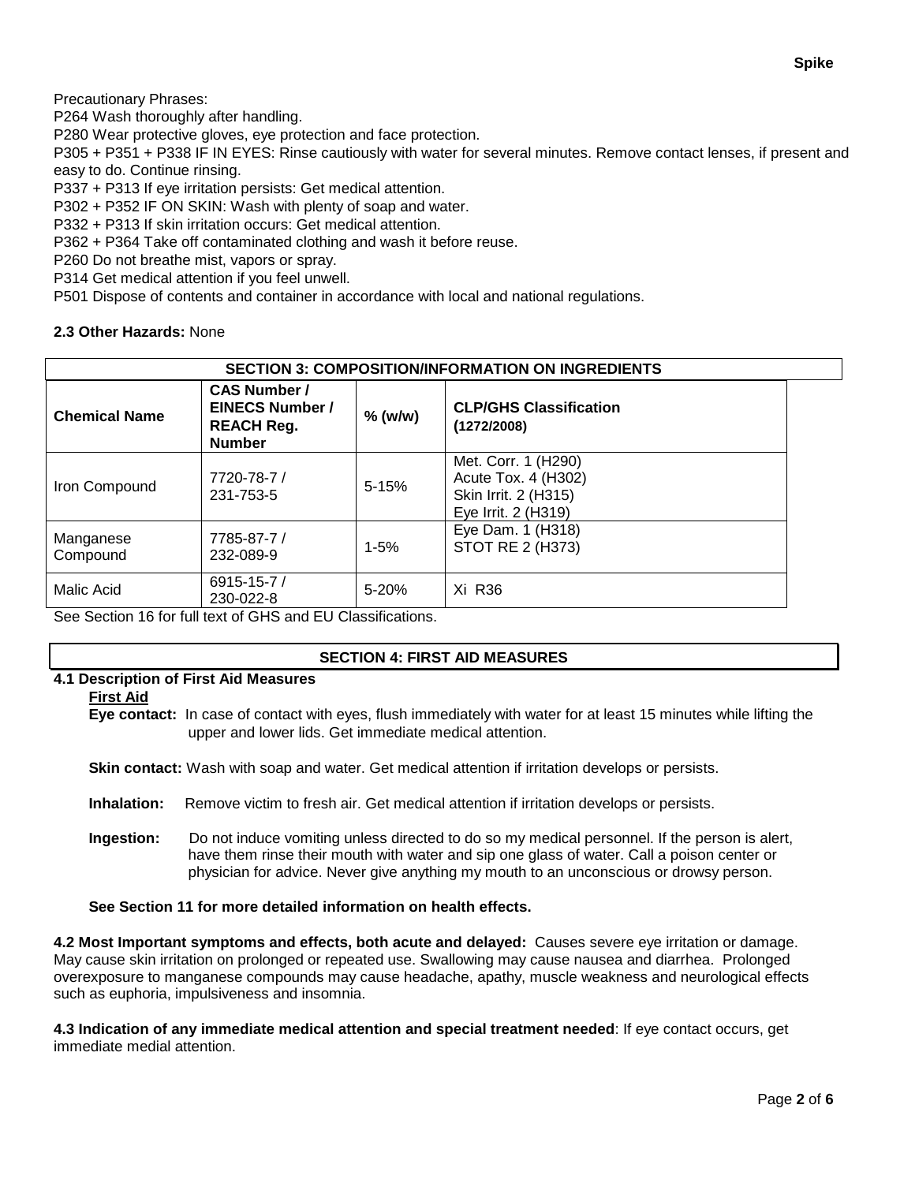Precautionary Phrases:
P264 Wash thoroughly after handling.
P280 Wear protective gloves, eye protection and face protection.
P305 + P351 + P338 IF IN EYES: Rinse cautiously with water for several minutes. Remove contact lenses, if present and easy to do. Continue rinsing.
P337 + P313 If eye irritation persists: Get medical attention.
P302 + P352 IF ON SKIN: Wash with plenty of soap and water.
P332 + P313 If skin irritation occurs: Get medical attention.
P362 + P364 Take off contaminated clothing and wash it before reuse.
P260 Do not breathe mist, vapors or spray.
P314 Get medical attention if you feel unwell.
P501 Dispose of contents and container in accordance with local and national regulations.

**2.3 Other Hazards:** None

## SECTION 3: COMPOSITION/INFORMATION ON INGREDIENTS

| Chemical Name | CAS Number / EINECS Number / REACH Reg. Number | % (w/w) | CLP/GHS Classification (1272/2008) |
|---|---|---|---|
| Iron Compound | 7720-78-7 / 231-753-5 | 5-15% | Met. Corr. 1 (H290)<br>Acute Tox. 4 (H302)<br>Skin Irrit. 2 (H315)<br>Eye Irrit. 2 (H319) |
| Manganese Compound | 7785-87-7 / 232-089-9 | 1-5% | Eye Dam. 1 (H318)<br>STOT RE 2 (H373) |
| Malic Acid | 6915-15-7 / 230-022-8 | 5-20% | Xi R36 |

See Section 16 for full text of GHS and EU Classifications.

## SECTION 4: FIRST AID MEASURES

### 4.1 Description of First Aid Measures

**First Aid**

**Eye contact:** In case of contact with eyes, flush immediately with water for at least 15 minutes while lifting the upper and lower lids. Get immediate medical attention.

**Skin contact:** Wash with soap and water. Get medical attention if irritation develops or persists.

**Inhalation:** Remove victim to fresh air. Get medical attention if irritation develops or persists.

**Ingestion:** Do not induce vomiting unless directed to do so my medical personnel. If the person is alert, have them rinse their mouth with water and sip one glass of water. Call a poison center or physician for advice. Never give anything my mouth to an unconscious or drowsy person.

**See Section 11 for more detailed information on health effects.**

**4.2 Most Important symptoms and effects, both acute and delayed:** Causes severe eye irritation or damage. May cause skin irritation on prolonged or repeated use. Swallowing may cause nausea and diarrhea. Prolonged overexposure to manganese compounds may cause headache, apathy, muscle weakness and neurological effects such as euphoria, impulsiveness and insomnia.

**4.3 Indication of any immediate medical attention and special treatment needed**: If eye contact occurs, get immediate medial attention.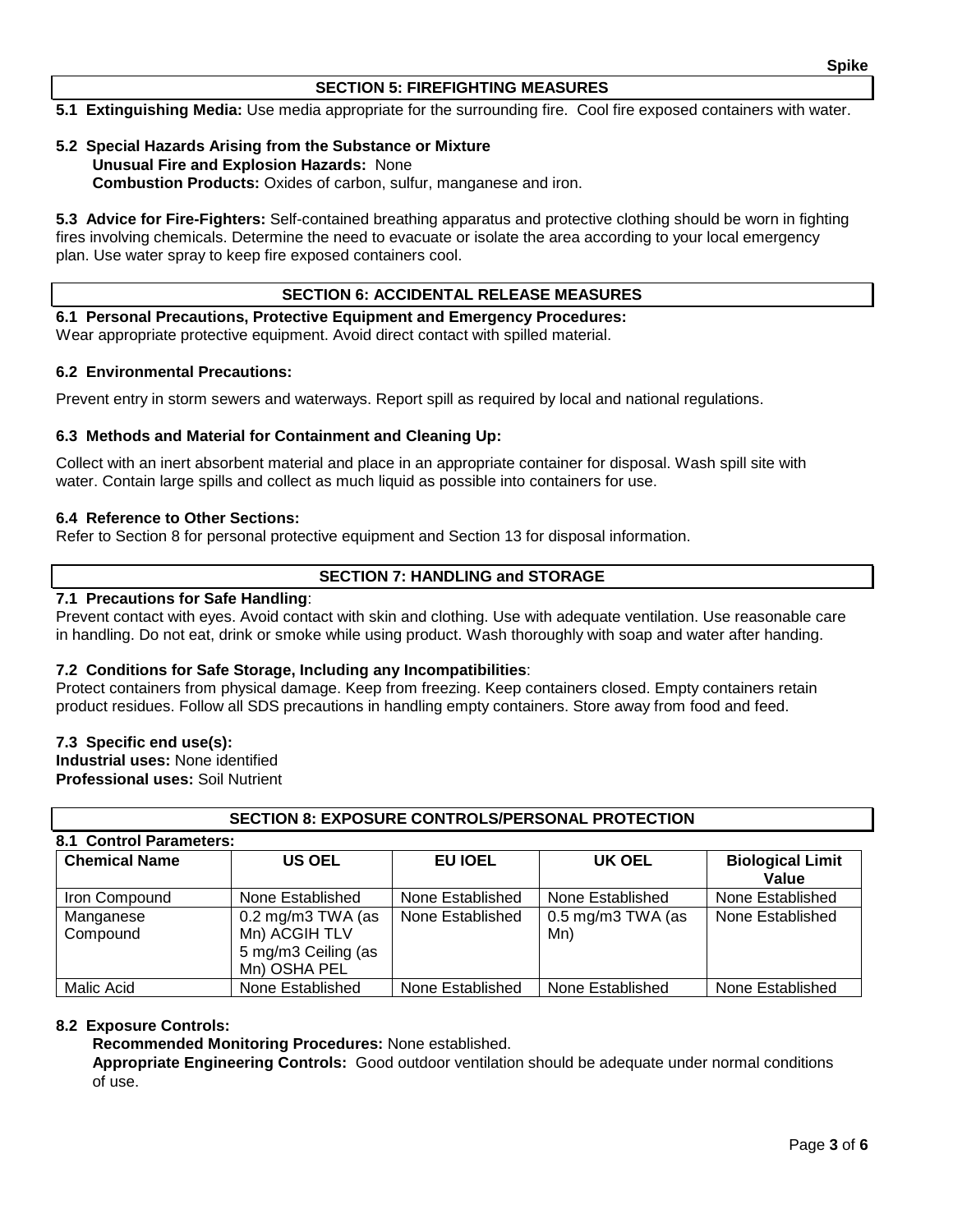## SECTION 5: FIREFIGHTING MEASURES

**5.1 Extinguishing Media:** Use media appropriate for the surrounding fire. Cool fire exposed containers with water.

**5.2 Special Hazards Arising from the Substance or Mixture**

**Unusual Fire and Explosion Hazards:** None

**Combustion Products:** Oxides of carbon, sulfur, manganese and iron.

**5.3 Advice for Fire-Fighters:** Self-contained breathing apparatus and protective clothing should be worn in fighting fires involving chemicals. Determine the need to evacuate or isolate the area according to your local emergency plan. Use water spray to keep fire exposed containers cool.

## SECTION 6: ACCIDENTAL RELEASE MEASURES

**6.1 Personal Precautions, Protective Equipment and Emergency Procedures:**
Wear appropriate protective equipment. Avoid direct contact with spilled material.

**6.2 Environmental Precautions:**

Prevent entry in storm sewers and waterways. Report spill as required by local and national regulations.

**6.3 Methods and Material for Containment and Cleaning Up:**

Collect with an inert absorbent material and place in an appropriate container for disposal. Wash spill site with water. Contain large spills and collect as much liquid as possible into containers for use.

**6.4 Reference to Other Sections:**
Refer to Section 8 for personal protective equipment and Section 13 for disposal information.

## SECTION 7: HANDLING and STORAGE

**7.1 Precautions for Safe Handling**:
Prevent contact with eyes. Avoid contact with skin and clothing. Use with adequate ventilation. Use reasonable care in handling. Do not eat, drink or smoke while using product. Wash thoroughly with soap and water after handing.

**7.2 Conditions for Safe Storage, Including any Incompatibilities**:
Protect containers from physical damage. Keep from freezing. Keep containers closed. Empty containers retain product residues. Follow all SDS precautions in handling empty containers. Store away from food and feed.

**7.3 Specific end use(s):**
**Industrial uses:** None identified
**Professional uses:** Soil Nutrient

## SECTION 8: EXPOSURE CONTROLS/PERSONAL PROTECTION

**8.1 Control Parameters:**

| Chemical Name | US OEL | EU IOEL | UK OEL | Biological Limit Value |
|---|---|---|---|---|
| Iron Compound | None Established | None Established | None Established | None Established |
| Manganese Compound | 0.2 mg/m3 TWA (as Mn) ACGIH TLV 5 mg/m3 Ceiling (as Mn) OSHA PEL | None Established | 0.5 mg/m3 TWA (as Mn) | None Established |
| Malic Acid | None Established | None Established | None Established | None Established |

**8.2 Exposure Controls:**

**Recommended Monitoring Procedures:** None established.

**Appropriate Engineering Controls:** Good outdoor ventilation should be adequate under normal conditions of use.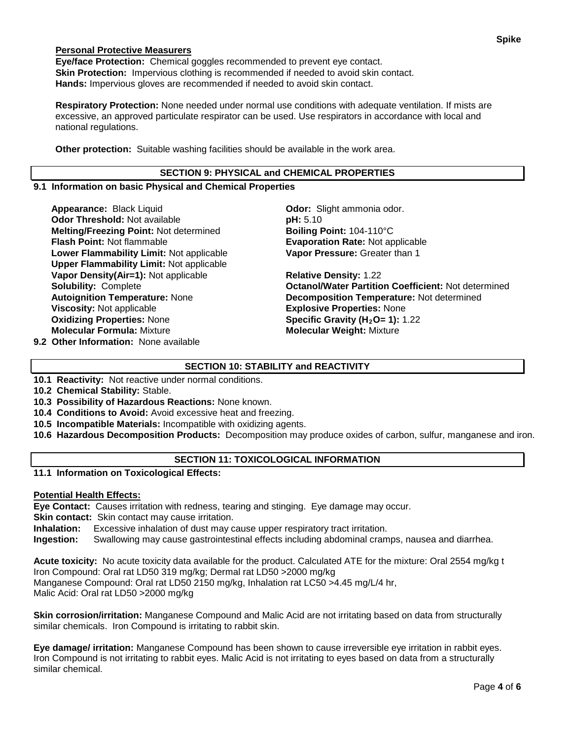**Personal Protective Measurers**

**Eye/face Protection:** Chemical goggles recommended to prevent eye contact.
**Skin Protection:** Impervious clothing is recommended if needed to avoid skin contact.
**Hands:** Impervious gloves are recommended if needed to avoid skin contact.

**Respiratory Protection:** None needed under normal use conditions with adequate ventilation. If mists are excessive, an approved particulate respirator can be used. Use respirators in accordance with local and national regulations.

**Other protection:** Suitable washing facilities should be available in the work area.

## SECTION 9: PHYSICAL and CHEMICAL PROPERTIES

**9.1 Information on basic Physical and Chemical Properties**

**Appearance:** Black Liquid
**Odor:** Slight ammonia odor.
**Odor Threshold:** Not available
**pH:** 5.10
**Melting/Freezing Point:** Not determined
**Boiling Point:** 104-110°C
**Flash Point:** Not flammable
**Evaporation Rate:** Not applicable
**Lower Flammability Limit:** Not applicable
**Vapor Pressure:** Greater than 1
**Upper Flammability Limit:** Not applicable
**Vapor Density(Air=1):** Not applicable
**Relative Density:** 1.22
**Solubility:** Complete
**Octanol/Water Partition Coefficient:** Not determined
**Autoignition Temperature:** None
**Decomposition Temperature:** Not determined
**Viscosity:** Not applicable
**Explosive Properties:** None
**Oxidizing Properties:** None
**Specific Gravity ($H_2O$= 1):** 1.22
**Molecular Formula:** Mixture
**Molecular Weight:** Mixture

**9.2 Other Information:** None available

## SECTION 10: STABILITY and REACTIVITY

**10.1 Reactivity:** Not reactive under normal conditions.
**10.2 Chemical Stability:** Stable.
**10.3 Possibility of Hazardous Reactions:** None known.
**10.4 Conditions to Avoid:** Avoid excessive heat and freezing.
**10.5 Incompatible Materials:** Incompatible with oxidizing agents.
**10.6 Hazardous Decomposition Products:** Decomposition may produce oxides of carbon, sulfur, manganese and iron.

## SECTION 11: TOXICOLOGICAL INFORMATION

**11.1 Information on Toxicological Effects:**

**Potential Health Effects:**

**Eye Contact:** Causes irritation with redness, tearing and stinging. Eye damage may occur.
**Skin contact:** Skin contact may cause irritation.
**Inhalation:** Excessive inhalation of dust may cause upper respiratory tract irritation.
**Ingestion:** Swallowing may cause gastrointestinal effects including abdominal cramps, nausea and diarrhea.

**Acute toxicity:** No acute toxicity data available for the product. Calculated ATE for the mixture: Oral 2554 mg/kg t
Iron Compound: Oral rat LD50 319 mg/kg; Dermal rat LD50 >2000 mg/kg
Manganese Compound: Oral rat LD50 2150 mg/kg, Inhalation rat LC50 >4.45 mg/L/4 hr,
Malic Acid: Oral rat LD50 >2000 mg/kg

**Skin corrosion/irritation:** Manganese Compound and Malic Acid are not irritating based on data from structurally similar chemicals. Iron Compound is irritating to rabbit skin.

**Eye damage/ irritation:** Manganese Compound has been shown to cause irreversible eye irritation in rabbit eyes. Iron Compound is not irritating to rabbit eyes. Malic Acid is not irritating to eyes based on data from a structurally similar chemical.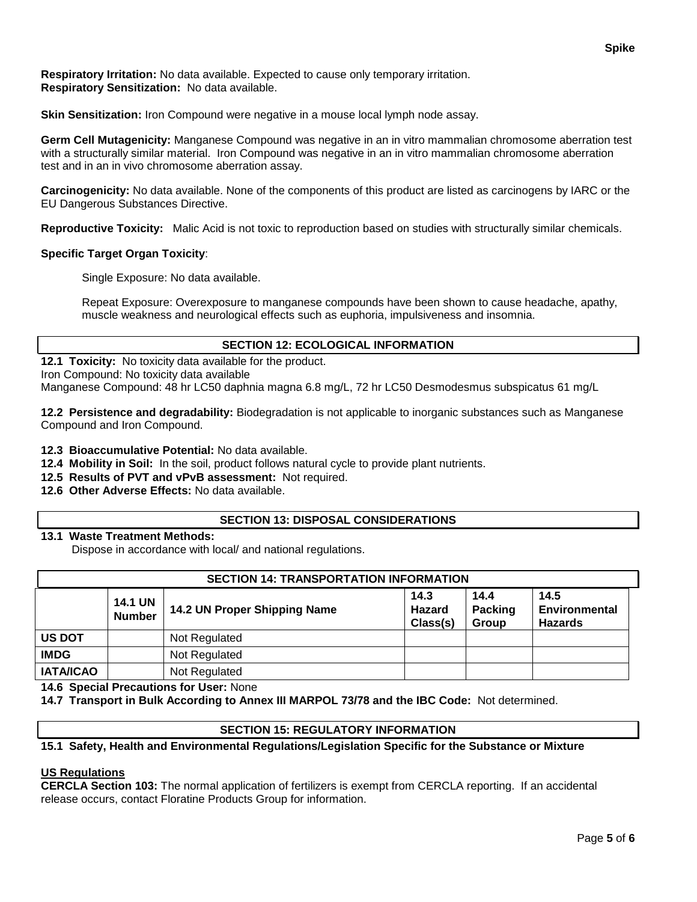**Respiratory Irritation:** No data available. Expected to cause only temporary irritation.
**Respiratory Sensitization:** No data available.

**Skin Sensitization:** Iron Compound were negative in a mouse local lymph node assay.

**Germ Cell Mutagenicity:** Manganese Compound was negative in an in vitro mammalian chromosome aberration test with a structurally similar material. Iron Compound was negative in an in vitro mammalian chromosome aberration test and in an in vivo chromosome aberration assay.

**Carcinogenicity:** No data available. None of the components of this product are listed as carcinogens by IARC or the EU Dangerous Substances Directive.

**Reproductive Toxicity:** Malic Acid is not toxic to reproduction based on studies with structurally similar chemicals.

**Specific Target Organ Toxicity**:

Single Exposure: No data available.

Repeat Exposure: Overexposure to manganese compounds have been shown to cause headache, apathy, muscle weakness and neurological effects such as euphoria, impulsiveness and insomnia.

## SECTION 12: ECOLOGICAL INFORMATION

**12.1 Toxicity:** No toxicity data available for the product.
Iron Compound: No toxicity data available
Manganese Compound: 48 hr LC50 daphnia magna 6.8 mg/L, 72 hr LC50 Desmodesmus subspicatus 61 mg/L

**12.2 Persistence and degradability:** Biodegradation is not applicable to inorganic substances such as Manganese Compound and Iron Compound.

**12.3 Bioaccumulative Potential:** No data available.
**12.4 Mobility in Soil:** In the soil, product follows natural cycle to provide plant nutrients.
**12.5 Results of PVT and vPvB assessment:** Not required.
**12.6 Other Adverse Effects:** No data available.

## SECTION 13: DISPOSAL CONSIDERATIONS

**13.1 Waste Treatment Methods:**
Dispose in accordance with local/ and national regulations.

## SECTION 14: TRANSPORTATION INFORMATION

| | 14.1 UN Number | 14.2 UN Proper Shipping Name | 14.3 Hazard Class(s) | 14.4 Packing Group | 14.5 Environmental Hazards |
|---|---|---|---|---|---|
| US DOT | | Not Regulated | | | |
| IMDG | | Not Regulated | | | |
| IATA/ICAO | | Not Regulated | | | |

**14.6 Special Precautions for User:** None
**14.7 Transport in Bulk According to Annex III MARPOL 73/78 and the IBC Code:** Not determined.

## SECTION 15: REGULATORY INFORMATION

**15.1 Safety, Health and Environmental Regulations/Legislation Specific for the Substance or Mixture**

**US Regulations**
**CERCLA Section 103:** The normal application of fertilizers is exempt from CERCLA reporting. If an accidental release occurs, contact Floratine Products Group for information.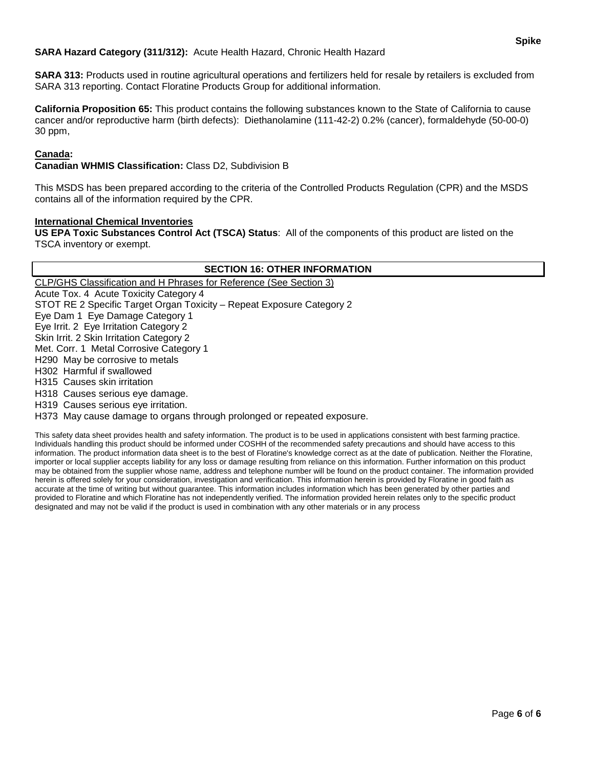**SARA Hazard Category (311/312):** Acute Health Hazard, Chronic Health Hazard

**SARA 313:** Products used in routine agricultural operations and fertilizers held for resale by retailers is excluded from SARA 313 reporting. Contact Floratine Products Group for additional information.

**California Proposition 65:** This product contains the following substances known to the State of California to cause cancer and/or reproductive harm (birth defects): Diethanolamine (111-42-2) 0.2% (cancer), formaldehyde (50-00-0) 30 ppm,

**Canada:**

**Canadian WHMIS Classification:** Class D2, Subdivision B

This MSDS has been prepared according to the criteria of the Controlled Products Regulation (CPR) and the MSDS contains all of the information required by the CPR.

**International Chemical Inventories**

**US EPA Toxic Substances Control Act (TSCA) Status**: All of the components of this product are listed on the TSCA inventory or exempt.

## SECTION 16: OTHER INFORMATION

CLP/GHS Classification and H Phrases for Reference (See Section 3)

Acute Tox. 4 Acute Toxicity Category 4
STOT RE 2 Specific Target Organ Toxicity – Repeat Exposure Category 2
Eye Dam 1 Eye Damage Category 1
Eye Irrit. 2 Eye Irritation Category 2
Skin Irrit. 2 Skin Irritation Category 2
Met. Corr. 1 Metal Corrosive Category 1
H290 May be corrosive to metals
H302 Harmful if swallowed
H315 Causes skin irritation
H318 Causes serious eye damage.
H319 Causes serious eye irritation.
H373 May cause damage to organs through prolonged or repeated exposure.

This safety data sheet provides health and safety information. The product is to be used in applications consistent with best farming practice. Individuals handling this product should be informed under COSHH of the recommended safety precautions and should have access to this information. The product information data sheet is to the best of Floratine's knowledge correct as at the date of publication. Neither the Floratine, importer or local supplier accepts liability for any loss or damage resulting from reliance on this information. Further information on this product may be obtained from the supplier whose name, address and telephone number will be found on the product container. The information provided herein is offered solely for your consideration, investigation and verification. This information herein is provided by Floratine in good faith as accurate at the time of writing but without guarantee. This information includes information which has been generated by other parties and provided to Floratine and which Floratine has not independently verified. The information provided herein relates only to the specific product designated and may not be valid if the product is used in combination with any other materials or in any process